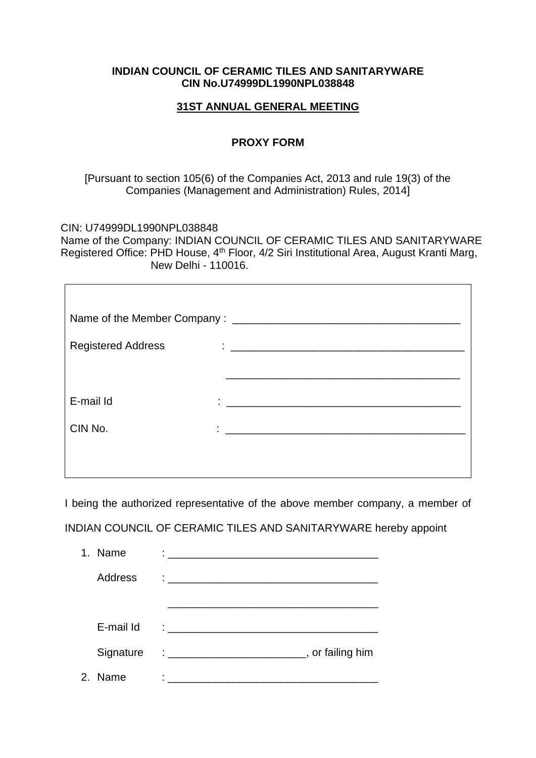**INDIAN COUNCIL OF CERAMIC TILES AND SANITARYWARE**
**CIN No.U74999DL1990NPL038848**

**31ST ANNUAL GENERAL MEETING**

**PROXY FORM**

[Pursuant to section 105(6) of the Companies Act, 2013 and rule 19(3) of the Companies (Management and Administration) Rules, 2014]

CIN: U74999DL1990NPL038848
Name of the Company: INDIAN COUNCIL OF CERAMIC TILES AND SANITARYWARE
Registered Office: PHD House, 4th Floor, 4/2 Siri Institutional Area, August Kranti Marg, New Delhi - 110016.

| | |
|---|---|
| Name of the Member Company : | ______________________________________ |
| Registered Address : | ______________________________________ |
| | ______________________________________ |
| E-mail Id : | ______________________________________ |
| CIN No. : | ______________________________________ |

I being the authorized representative of the above member company, a member of INDIAN COUNCIL OF CERAMIC TILES AND SANITARYWARE hereby appoint

1. Name : ___________________________________

   Address : ___________________________________

   ___________________________________

   E-mail Id : ___________________________________

   Signature : _______________________, or failing him

2. Name : ___________________________________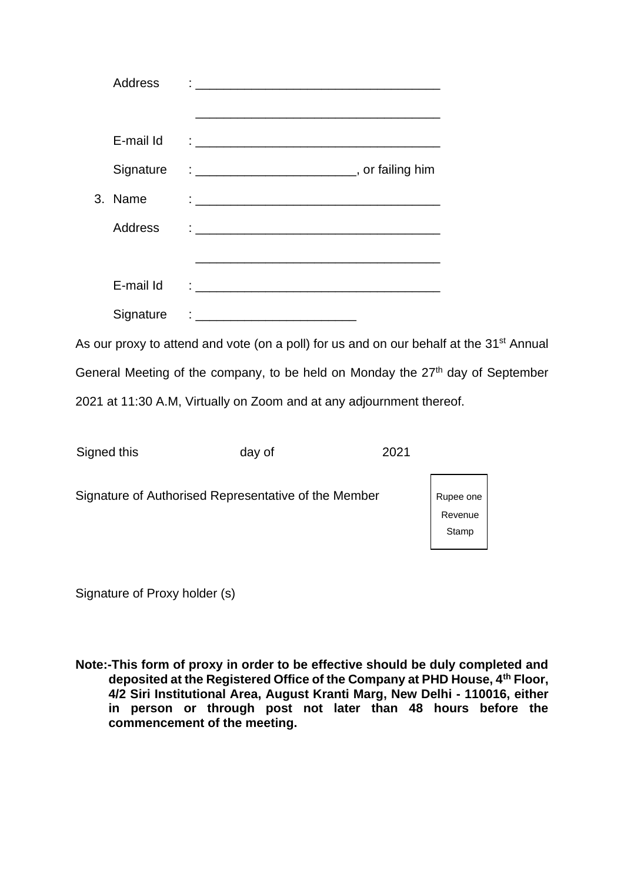Address : ___________________________________

___________________________________

E-mail Id : ___________________________________

Signature : _______________________, or failing him

3. Name : ___________________________________

Address : ___________________________________

___________________________________

E-mail Id : ___________________________________

Signature : _______________________

As our proxy to attend and vote (on a poll) for us and on our behalf at the 31st Annual General Meeting of the company, to be held on Monday the 27th day of September 2021 at 11:30 A.M, Virtually on Zoom and at any adjournment thereof.

Signed this day of 2021

Signature of Authorised Representative of the Member

Rupee one Revenue Stamp

Signature of Proxy holder (s)

**Note:-This form of proxy in order to be effective should be duly completed and deposited at the Registered Office of the Company at PHD House, 4th Floor, 4/2 Siri Institutional Area, August Kranti Marg, New Delhi - 110016, either in person or through post not later than 48 hours before the commencement of the meeting.**